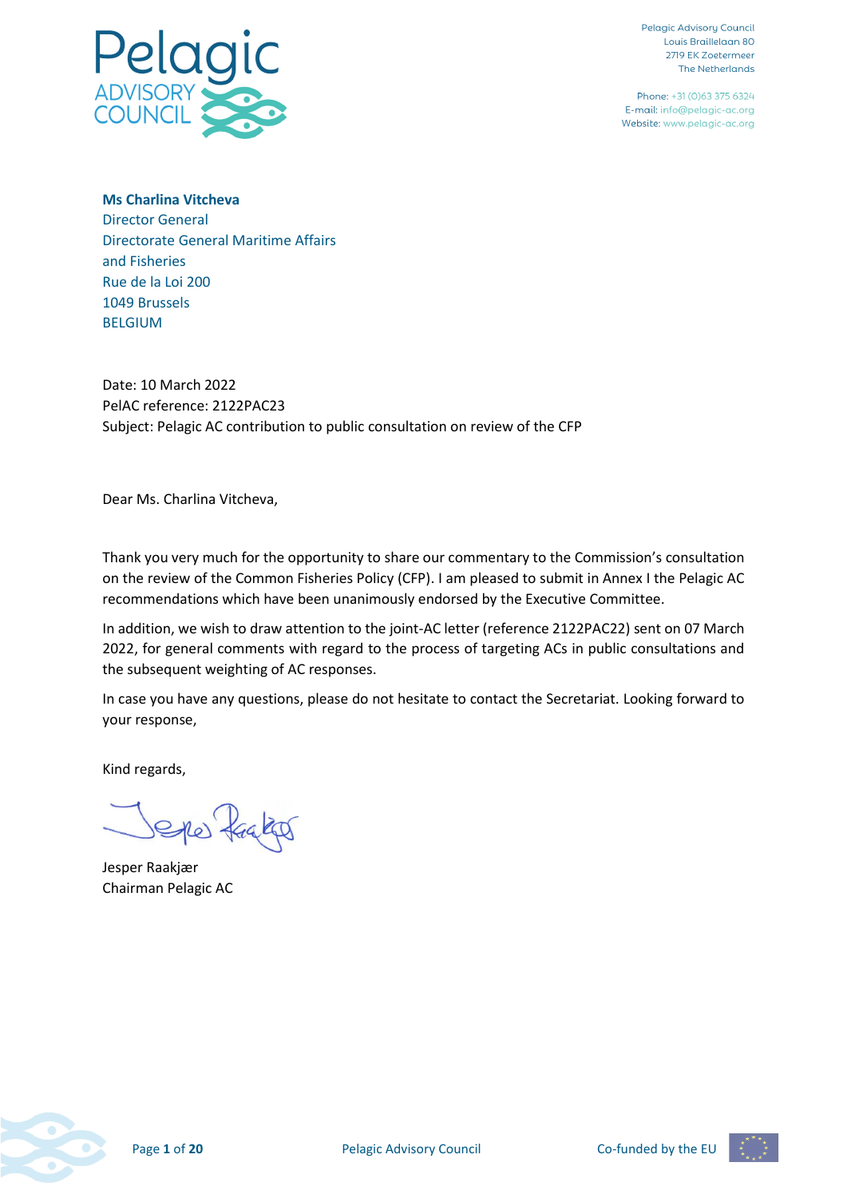Pelagic Advisory Council
Louis Braillelaan 80
2719 EK Zoetermeer
The Netherlands

Phone: +31 (0)63 375 6324
E-mail: info@pelagic-ac.org
Website: www.pelagic-ac.org

**Ms Charlina Vitcheva**
Director General
Directorate General Maritime Affairs and Fisheries
Rue de la Loi 200
1049 Brussels
BELGIUM

Date: 10 March 2022
PelAC reference: 2122PAC23
Subject: Pelagic AC contribution to public consultation on review of the CFP

Dear Ms. Charlina Vitcheva,

Thank you very much for the opportunity to share our commentary to the Commission's consultation on the review of the Common Fisheries Policy (CFP). I am pleased to submit in Annex I the Pelagic AC recommendations which have been unanimously endorsed by the Executive Committee.

In addition, we wish to draw attention to the joint-AC letter (reference 2122PAC22) sent on 07 March 2022, for general comments with regard to the process of targeting ACs in public consultations and the subsequent weighting of AC responses.

In case you have any questions, please do not hesitate to contact the Secretariat. Looking forward to your response,

Kind regards,

Jesper Raakjær
Chairman Pelagic AC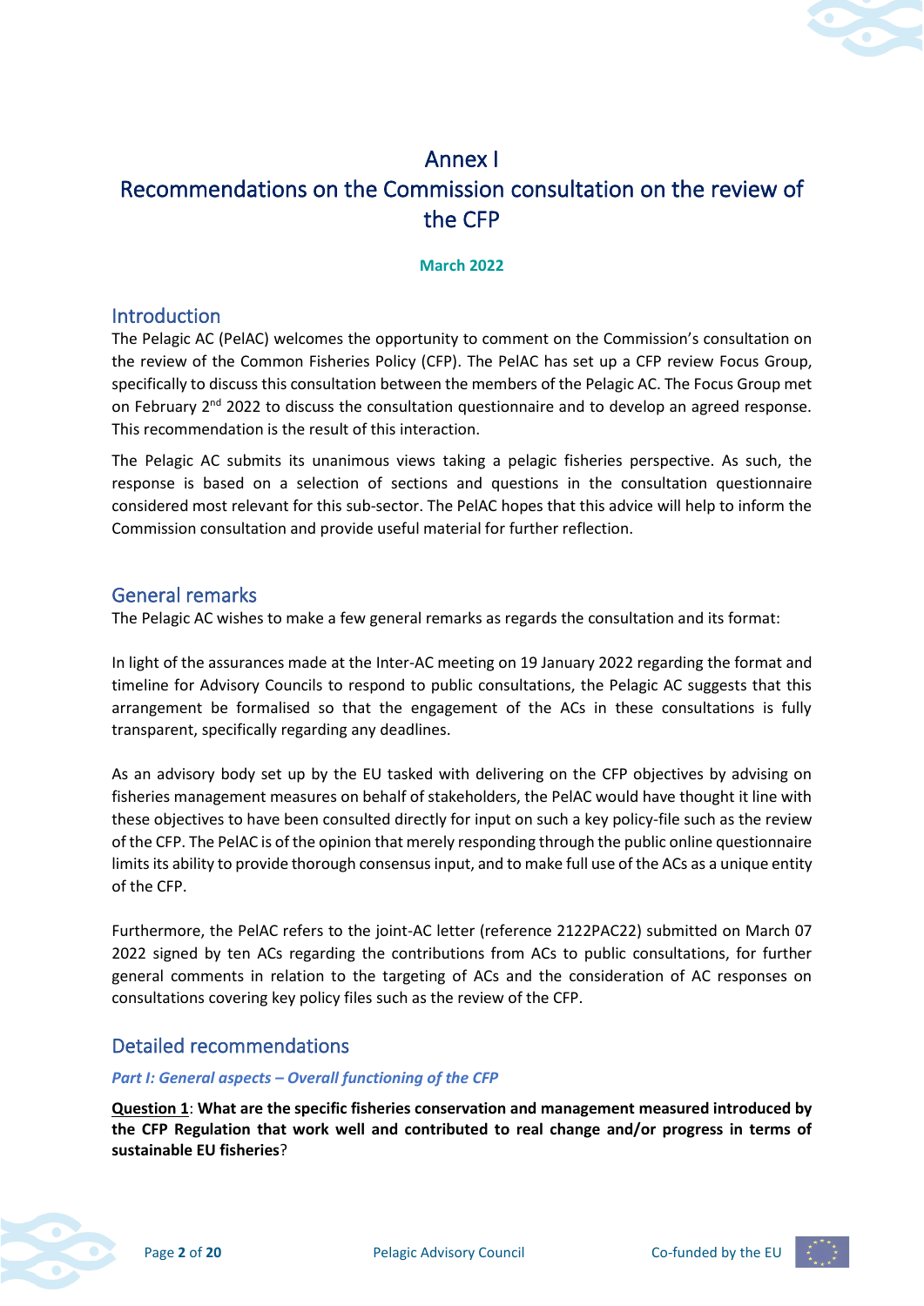# Annex I
# Recommendations on the Commission consultation on the review of the CFP

**March 2022**

## Introduction

The Pelagic AC (PelAC) welcomes the opportunity to comment on the Commission's consultation on the review of the Common Fisheries Policy (CFP). The PelAC has set up a CFP review Focus Group, specifically to discuss this consultation between the members of the Pelagic AC. The Focus Group met on February 2nd 2022 to discuss the consultation questionnaire and to develop an agreed response. This recommendation is the result of this interaction.

The Pelagic AC submits its unanimous views taking a pelagic fisheries perspective. As such, the response is based on a selection of sections and questions in the consultation questionnaire considered most relevant for this sub-sector. The PelAC hopes that this advice will help to inform the Commission consultation and provide useful material for further reflection.

## General remarks

The Pelagic AC wishes to make a few general remarks as regards the consultation and its format:

In light of the assurances made at the Inter-AC meeting on 19 January 2022 regarding the format and timeline for Advisory Councils to respond to public consultations, the Pelagic AC suggests that this arrangement be formalised so that the engagement of the ACs in these consultations is fully transparent, specifically regarding any deadlines.

As an advisory body set up by the EU tasked with delivering on the CFP objectives by advising on fisheries management measures on behalf of stakeholders, the PelAC would have thought it line with these objectives to have been consulted directly for input on such a key policy-file such as the review of the CFP. The PelAC is of the opinion that merely responding through the public online questionnaire limits its ability to provide thorough consensus input, and to make full use of the ACs as a unique entity of the CFP.

Furthermore, the PelAC refers to the joint-AC letter (reference 2122PAC22) submitted on March 07 2022 signed by ten ACs regarding the contributions from ACs to public consultations, for further general comments in relation to the targeting of ACs and the consideration of AC responses on consultations covering key policy files such as the review of the CFP.

## Detailed recommendations

### *Part I: General aspects – Overall functioning of the CFP*

<u>Question 1</u>: **What are the specific fisheries conservation and management measured introduced by the CFP Regulation that work well and contributed to real change and/or progress in terms of sustainable EU fisheries**?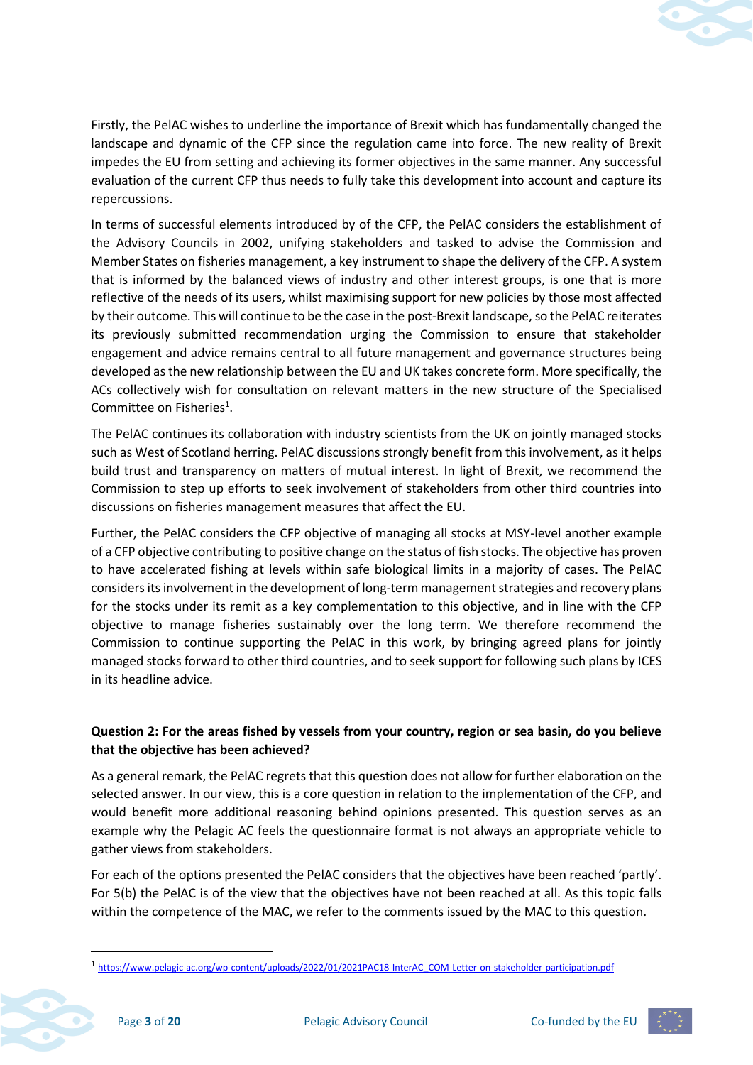Firstly, the PelAC wishes to underline the importance of Brexit which has fundamentally changed the landscape and dynamic of the CFP since the regulation came into force. The new reality of Brexit impedes the EU from setting and achieving its former objectives in the same manner. Any successful evaluation of the current CFP thus needs to fully take this development into account and capture its repercussions.

In terms of successful elements introduced by of the CFP, the PelAC considers the establishment of the Advisory Councils in 2002, unifying stakeholders and tasked to advise the Commission and Member States on fisheries management, a key instrument to shape the delivery of the CFP. A system that is informed by the balanced views of industry and other interest groups, is one that is more reflective of the needs of its users, whilst maximising support for new policies by those most affected by their outcome. This will continue to be the case in the post-Brexit landscape, so the PelAC reiterates its previously submitted recommendation urging the Commission to ensure that stakeholder engagement and advice remains central to all future management and governance structures being developed as the new relationship between the EU and UK takes concrete form. More specifically, the ACs collectively wish for consultation on relevant matters in the new structure of the Specialised Committee on Fisheries[1].

The PelAC continues its collaboration with industry scientists from the UK on jointly managed stocks such as West of Scotland herring. PelAC discussions strongly benefit from this involvement, as it helps build trust and transparency on matters of mutual interest. In light of Brexit, we recommend the Commission to step up efforts to seek involvement of stakeholders from other third countries into discussions on fisheries management measures that affect the EU.

Further, the PelAC considers the CFP objective of managing all stocks at MSY-level another example of a CFP objective contributing to positive change on the status of fish stocks. The objective has proven to have accelerated fishing at levels within safe biological limits in a majority of cases. The PelAC considers its involvement in the development of long-term management strategies and recovery plans for the stocks under its remit as a key complementation to this objective, and in line with the CFP objective to manage fisheries sustainably over the long term. We therefore recommend the Commission to continue supporting the PelAC in this work, by bringing agreed plans for jointly managed stocks forward to other third countries, and to seek support for following such plans by ICES in its headline advice.

**<u>Question 2:</u> For the areas fished by vessels from your country, region or sea basin, do you believe that the objective has been achieved?**

As a general remark, the PelAC regrets that this question does not allow for further elaboration on the selected answer. In our view, this is a core question in relation to the implementation of the CFP, and would benefit more additional reasoning behind opinions presented. This question serves as an example why the Pelagic AC feels the questionnaire format is not always an appropriate vehicle to gather views from stakeholders.

For each of the options presented the PelAC considers that the objectives have been reached 'partly'. For 5(b) the PelAC is of the view that the objectives have not been reached at all. As this topic falls within the competence of the MAC, we refer to the comments issued by the MAC to this question.

[1] https://www.pelagic-ac.org/wp-content/uploads/2022/01/2021PAC18-InterAC_COM-Letter-on-stakeholder-participation.pdf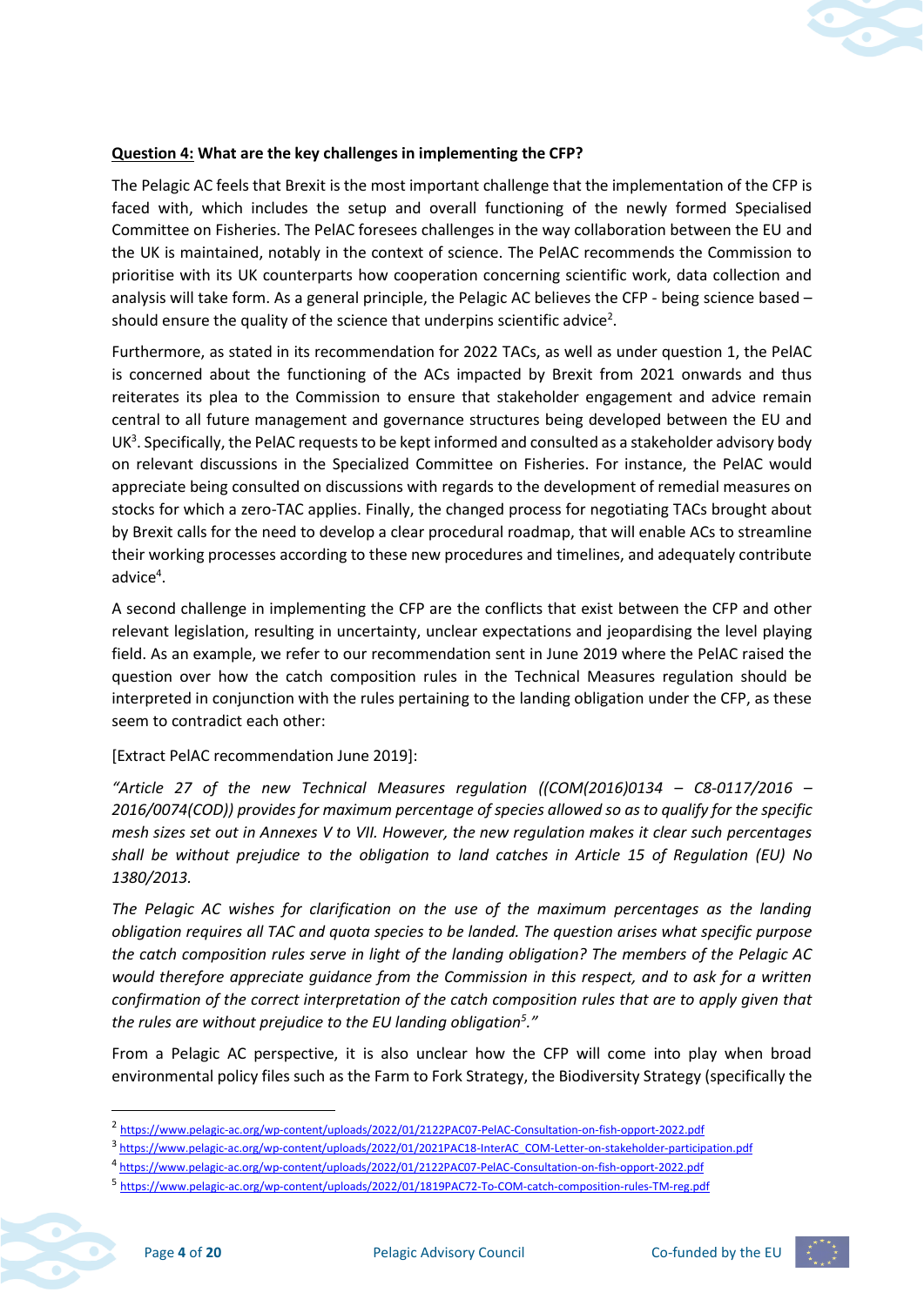**<u>Question 4:</u> What are the key challenges in implementing the CFP?**

The Pelagic AC feels that Brexit is the most important challenge that the implementation of the CFP is faced with, which includes the setup and overall functioning of the newly formed Specialised Committee on Fisheries. The PelAC foresees challenges in the way collaboration between the EU and the UK is maintained, notably in the context of science. The PelAC recommends the Commission to prioritise with its UK counterparts how cooperation concerning scientific work, data collection and analysis will take form. As a general principle, the Pelagic AC believes the CFP - being science based – should ensure the quality of the science that underpins scientific advice[2].

Furthermore, as stated in its recommendation for 2022 TACs, as well as under question 1, the PelAC is concerned about the functioning of the ACs impacted by Brexit from 2021 onwards and thus reiterates its plea to the Commission to ensure that stakeholder engagement and advice remain central to all future management and governance structures being developed between the EU and UK[3]. Specifically, the PelAC requests to be kept informed and consulted as a stakeholder advisory body on relevant discussions in the Specialized Committee on Fisheries. For instance, the PelAC would appreciate being consulted on discussions with regards to the development of remedial measures on stocks for which a zero-TAC applies. Finally, the changed process for negotiating TACs brought about by Brexit calls for the need to develop a clear procedural roadmap, that will enable ACs to streamline their working processes according to these new procedures and timelines, and adequately contribute advice[4].

A second challenge in implementing the CFP are the conflicts that exist between the CFP and other relevant legislation, resulting in uncertainty, unclear expectations and jeopardising the level playing field. As an example, we refer to our recommendation sent in June 2019 where the PelAC raised the question over how the catch composition rules in the Technical Measures regulation should be interpreted in conjunction with the rules pertaining to the landing obligation under the CFP, as these seem to contradict each other:

[Extract PelAC recommendation June 2019]:

*"Article 27 of the new Technical Measures regulation ((COM(2016)0134 – C8-0117/2016 – 2016/0074(COD)) provides for maximum percentage of species allowed so as to qualify for the specific mesh sizes set out in Annexes V to VII. However, the new regulation makes it clear such percentages shall be without prejudice to the obligation to land catches in Article 15 of Regulation (EU) No 1380/2013.*

*The Pelagic AC wishes for clarification on the use of the maximum percentages as the landing obligation requires all TAC and quota species to be landed. The question arises what specific purpose the catch composition rules serve in light of the landing obligation? The members of the Pelagic AC would therefore appreciate guidance from the Commission in this respect, and to ask for a written confirmation of the correct interpretation of the catch composition rules that are to apply given that the rules are without prejudice to the EU landing obligation[5]."*

From a Pelagic AC perspective, it is also unclear how the CFP will come into play when broad environmental policy files such as the Farm to Fork Strategy, the Biodiversity Strategy (specifically the

---

[2] https://www.pelagic-ac.org/wp-content/uploads/2022/01/2122PAC07-PelAC-Consultation-on-fish-opport-2022.pdf

[3] https://www.pelagic-ac.org/wp-content/uploads/2022/01/2021PAC18-InterAC_COM-Letter-on-stakeholder-participation.pdf

[4] https://www.pelagic-ac.org/wp-content/uploads/2022/01/2122PAC07-PelAC-Consultation-on-fish-opport-2022.pdf

[5] https://www.pelagic-ac.org/wp-content/uploads/2022/01/1819PAC72-To-COM-catch-composition-rules-TM-reg.pdf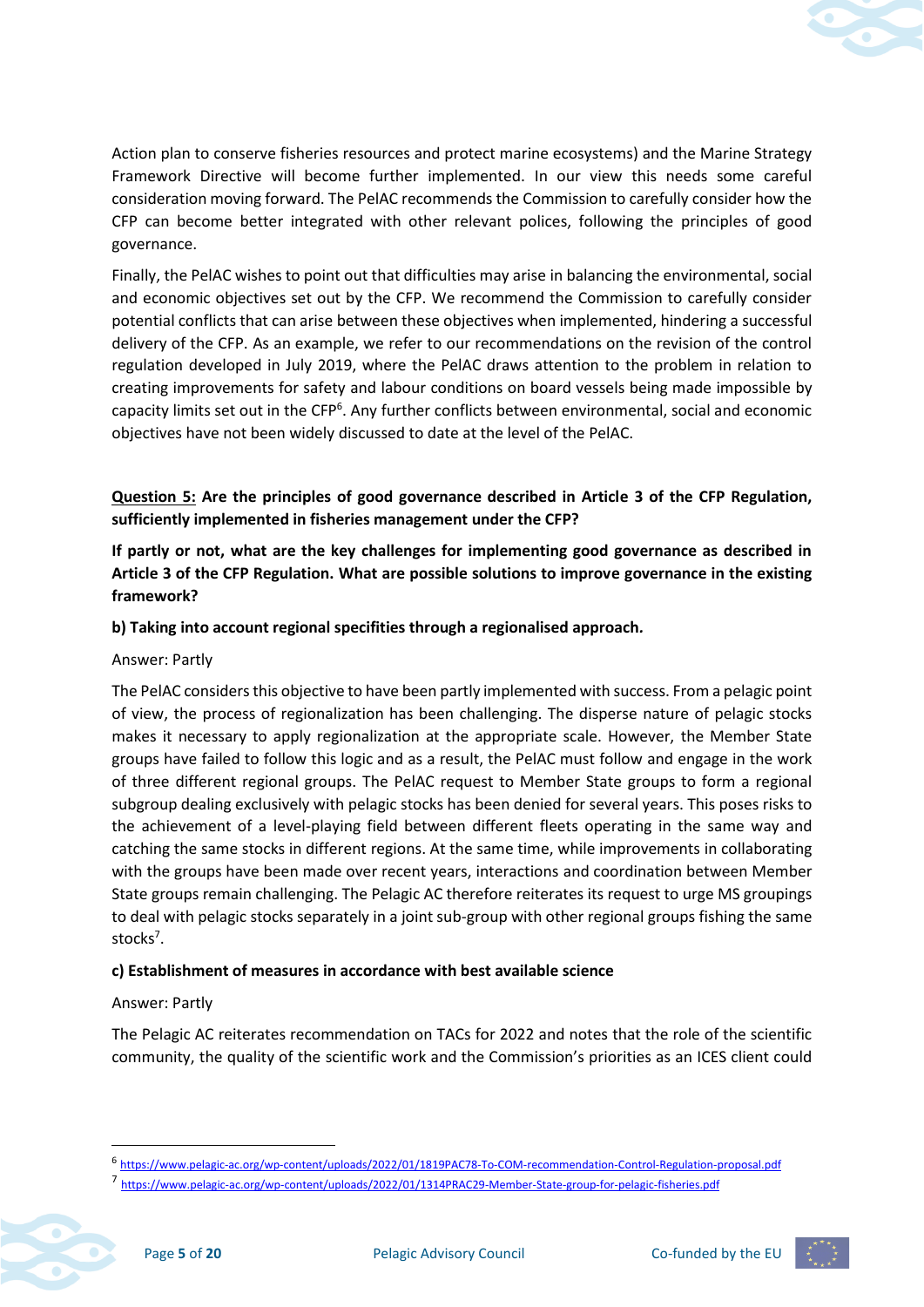Action plan to conserve fisheries resources and protect marine ecosystems) and the Marine Strategy Framework Directive will become further implemented. In our view this needs some careful consideration moving forward. The PelAC recommends the Commission to carefully consider how the CFP can become better integrated with other relevant polices, following the principles of good governance.

Finally, the PelAC wishes to point out that difficulties may arise in balancing the environmental, social and economic objectives set out by the CFP. We recommend the Commission to carefully consider potential conflicts that can arise between these objectives when implemented, hindering a successful delivery of the CFP. As an example, we refer to our recommendations on the revision of the control regulation developed in July 2019, where the PelAC draws attention to the problem in relation to creating improvements for safety and labour conditions on board vessels being made impossible by capacity limits set out in the CFP[6]. Any further conflicts between environmental, social and economic objectives have not been widely discussed to date at the level of the PelAC.

**Question 5: Are the principles of good governance described in Article 3 of the CFP Regulation, sufficiently implemented in fisheries management under the CFP?**

**If partly or not, what are the key challenges for implementing good governance as described in Article 3 of the CFP Regulation. What are possible solutions to improve governance in the existing framework?**

**b) Taking into account regional specifities through a regionalised approach.**

Answer: Partly

The PelAC considers this objective to have been partly implemented with success. From a pelagic point of view, the process of regionalization has been challenging. The disperse nature of pelagic stocks makes it necessary to apply regionalization at the appropriate scale. However, the Member State groups have failed to follow this logic and as a result, the PelAC must follow and engage in the work of three different regional groups. The PelAC request to Member State groups to form a regional subgroup dealing exclusively with pelagic stocks has been denied for several years. This poses risks to the achievement of a level-playing field between different fleets operating in the same way and catching the same stocks in different regions. At the same time, while improvements in collaborating with the groups have been made over recent years, interactions and coordination between Member State groups remain challenging. The Pelagic AC therefore reiterates its request to urge MS groupings to deal with pelagic stocks separately in a joint sub-group with other regional groups fishing the same stocks[7].

**c) Establishment of measures in accordance with best available science**

Answer: Partly

The Pelagic AC reiterates recommendation on TACs for 2022 and notes that the role of the scientific community, the quality of the scientific work and the Commission's priorities as an ICES client could

---

[6] https://www.pelagic-ac.org/wp-content/uploads/2022/01/1819PAC78-To-COM-recommendation-Control-Regulation-proposal.pdf

[7] https://www.pelagic-ac.org/wp-content/uploads/2022/01/1314PRAC29-Member-State-group-for-pelagic-fisheries.pdf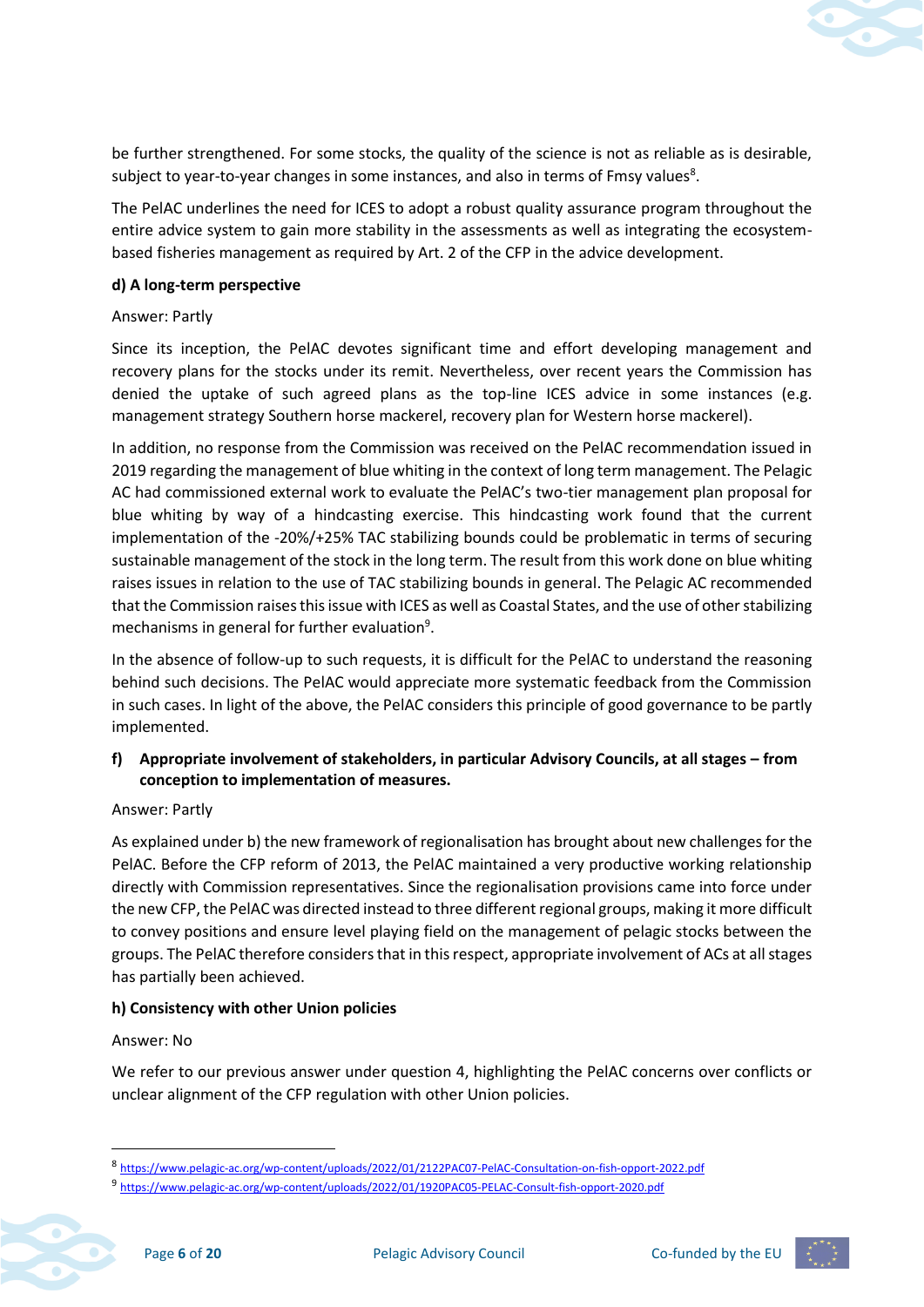be further strengthened. For some stocks, the quality of the science is not as reliable as is desirable, subject to year-to-year changes in some instances, and also in terms of Fmsy values[8].

The PelAC underlines the need for ICES to adopt a robust quality assurance program throughout the entire advice system to gain more stability in the assessments as well as integrating the ecosystem-based fisheries management as required by Art. 2 of the CFP in the advice development.

**d) A long-term perspective**

Answer: Partly

Since its inception, the PelAC devotes significant time and effort developing management and recovery plans for the stocks under its remit. Nevertheless, over recent years the Commission has denied the uptake of such agreed plans as the top-line ICES advice in some instances (e.g. management strategy Southern horse mackerel, recovery plan for Western horse mackerel).

In addition, no response from the Commission was received on the PelAC recommendation issued in 2019 regarding the management of blue whiting in the context of long term management. The Pelagic AC had commissioned external work to evaluate the PelAC's two-tier management plan proposal for blue whiting by way of a hindcasting exercise. This hindcasting work found that the current implementation of the -20%/+25% TAC stabilizing bounds could be problematic in terms of securing sustainable management of the stock in the long term. The result from this work done on blue whiting raises issues in relation to the use of TAC stabilizing bounds in general. The Pelagic AC recommended that the Commission raises this issue with ICES as well as Coastal States, and the use of other stabilizing mechanisms in general for further evaluation[9].

In the absence of follow-up to such requests, it is difficult for the PelAC to understand the reasoning behind such decisions. The PelAC would appreciate more systematic feedback from the Commission in such cases. In light of the above, the PelAC considers this principle of good governance to be partly implemented.

**f) Appropriate involvement of stakeholders, in particular Advisory Councils, at all stages – from conception to implementation of measures.**

Answer: Partly

As explained under b) the new framework of regionalisation has brought about new challenges for the PelAC. Before the CFP reform of 2013, the PelAC maintained a very productive working relationship directly with Commission representatives. Since the regionalisation provisions came into force under the new CFP, the PelAC was directed instead to three different regional groups, making it more difficult to convey positions and ensure level playing field on the management of pelagic stocks between the groups. The PelAC therefore considers that in this respect, appropriate involvement of ACs at all stages has partially been achieved.

**h) Consistency with other Union policies**

Answer: No

We refer to our previous answer under question 4, highlighting the PelAC concerns over conflicts or unclear alignment of the CFP regulation with other Union policies.

---

[8] https://www.pelagic-ac.org/wp-content/uploads/2022/01/2122PAC07-PelAC-Consultation-on-fish-opport-2022.pdf

[9] https://www.pelagic-ac.org/wp-content/uploads/2022/01/1920PAC05-PELAC-Consult-fish-opport-2020.pdf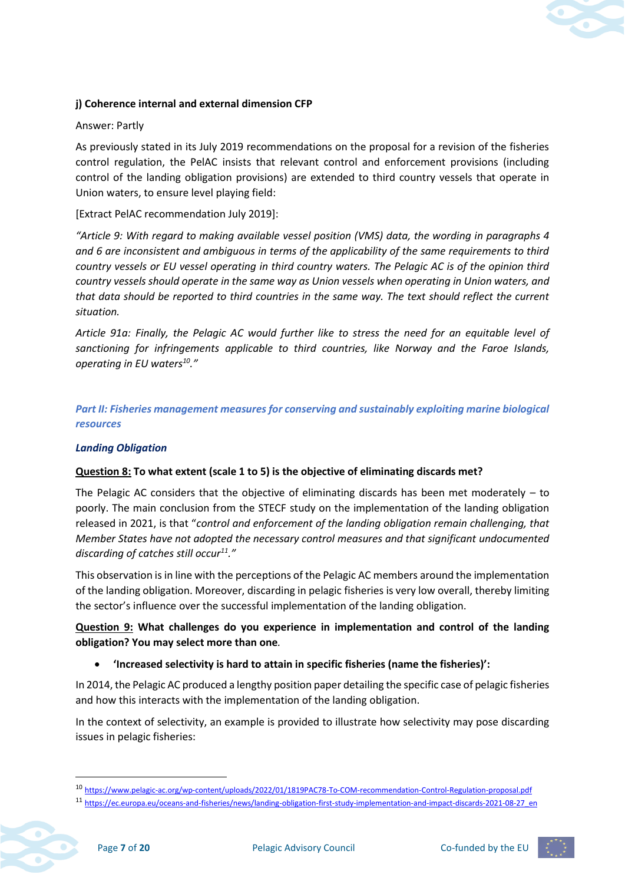**j) Coherence internal and external dimension CFP**

Answer: Partly

As previously stated in its July 2019 recommendations on the proposal for a revision of the fisheries control regulation, the PelAC insists that relevant control and enforcement provisions (including control of the landing obligation provisions) are extended to third country vessels that operate in Union waters, to ensure level playing field:

[Extract PelAC recommendation July 2019]:

*"Article 9: With regard to making available vessel position (VMS) data, the wording in paragraphs 4 and 6 are inconsistent and ambiguous in terms of the applicability of the same requirements to third country vessels or EU vessel operating in third country waters. The Pelagic AC is of the opinion third country vessels should operate in the same way as Union vessels when operating in Union waters, and that data should be reported to third countries in the same way. The text should reflect the current situation.*

*Article 91a: Finally, the Pelagic AC would further like to stress the need for an equitable level of sanctioning for infringements applicable to third countries, like Norway and the Faroe Islands, operating in EU waters[10]."*

## *Part II: Fisheries management measures for conserving and sustainably exploiting marine biological resources*

### *Landing Obligation*

**<u>Question 8:</u> To what extent (scale 1 to 5) is the objective of eliminating discards met?**

The Pelagic AC considers that the objective of eliminating discards has been met moderately – to poorly. The main conclusion from the STECF study on the implementation of the landing obligation released in 2021, is that "*control and enforcement of the landing obligation remain challenging, that Member States have not adopted the necessary control measures and that significant undocumented discarding of catches still occur[11]."*

This observation is in line with the perceptions of the Pelagic AC members around the implementation of the landing obligation. Moreover, discarding in pelagic fisheries is very low overall, thereby limiting the sector's influence over the successful implementation of the landing obligation.

**<u>Question 9:</u> What challenges do you experience in implementation and control of the landing obligation? You may select more than one.**

- **'Increased selectivity is hard to attain in specific fisheries (name the fisheries)':**

In 2014, the Pelagic AC produced a lengthy position paper detailing the specific case of pelagic fisheries and how this interacts with the implementation of the landing obligation.

In the context of selectivity, an example is provided to illustrate how selectivity may pose discarding issues in pelagic fisheries:

---

[10] https://www.pelagic-ac.org/wp-content/uploads/2022/01/1819PAC78-To-COM-recommendation-Control-Regulation-proposal.pdf

[11] https://ec.europa.eu/oceans-and-fisheries/news/landing-obligation-first-study-implementation-and-impact-discards-2021-08-27_en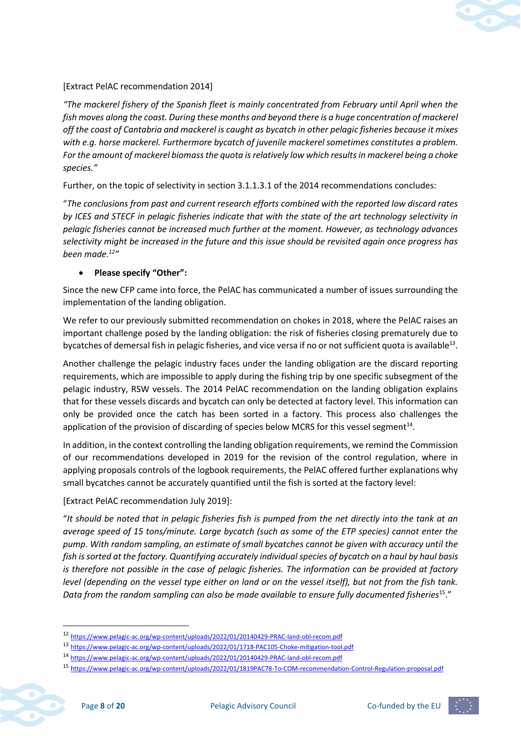[Extract PelAC recommendation 2014]

*"The mackerel fishery of the Spanish fleet is mainly concentrated from February until April when the fish moves along the coast. During these months and beyond there is a huge concentration of mackerel off the coast of Cantabria and mackerel is caught as bycatch in other pelagic fisheries because it mixes with e.g. horse mackerel. Furthermore bycatch of juvenile mackerel sometimes constitutes a problem. For the amount of mackerel biomass the quota is relatively low which results in mackerel being a choke species."*

Further, on the topic of selectivity in section 3.1.1.3.1 of the 2014 recommendations concludes:

"*The conclusions from past and current research efforts combined with the reported low discard rates by ICES and STECF in pelagic fisheries indicate that with the state of the art technology selectivity in pelagic fisheries cannot be increased much further at the moment. However, as technology advances selectivity might be increased in the future and this issue should be revisited again once progress has been made.*[12]*"*

- **Please specify "Other":**

Since the new CFP came into force, the PelAC has communicated a number of issues surrounding the implementation of the landing obligation.

We refer to our previously submitted recommendation on chokes in 2018, where the PelAC raises an important challenge posed by the landing obligation: the risk of fisheries closing prematurely due to bycatches of demersal fish in pelagic fisheries, and vice versa if no or not sufficient quota is available[13].

Another challenge the pelagic industry faces under the landing obligation are the discard reporting requirements, which are impossible to apply during the fishing trip by one specific subsegment of the pelagic industry, RSW vessels. The 2014 PelAC recommendation on the landing obligation explains that for these vessels discards and bycatch can only be detected at factory level. This information can only be provided once the catch has been sorted in a factory. This process also challenges the application of the provision of discarding of species below MCRS for this vessel segment[14].

In addition, in the context controlling the landing obligation requirements, we remind the Commission of our recommendations developed in 2019 for the revision of the control regulation, where in applying proposals controls of the logbook requirements, the PelAC offered further explanations why small bycatches cannot be accurately quantified until the fish is sorted at the factory level:

[Extract PelAC recommendation July 2019]:

"*It should be noted that in pelagic fisheries fish is pumped from the net directly into the tank at an average speed of 15 tons/minute. Large bycatch (such as some of the ETP species) cannot enter the pump. With random sampling, an estimate of small bycatches cannot be given with accuracy until the fish is sorted at the factory. Quantifying accurately individual species of bycatch on a haul by haul basis is therefore not possible in the case of pelagic fisheries. The information can be provided at factory level (depending on the vessel type either on land or on the vessel itself), but not from the fish tank. Data from the random sampling can also be made available to ensure fully documented fisheries*[15]."

---

[12] https://www.pelagic-ac.org/wp-content/uploads/2022/01/20140429-PRAC-land-obl-recom.pdf

[13] https://www.pelagic-ac.org/wp-content/uploads/2022/01/1718-PAC105-Choke-mitigation-tool.pdf

[14] https://www.pelagic-ac.org/wp-content/uploads/2022/01/20140429-PRAC-land-obl-recom.pdf

[15] https://www.pelagic-ac.org/wp-content/uploads/2022/01/1819PAC78-To-COM-recommendation-Control-Regulation-proposal.pdf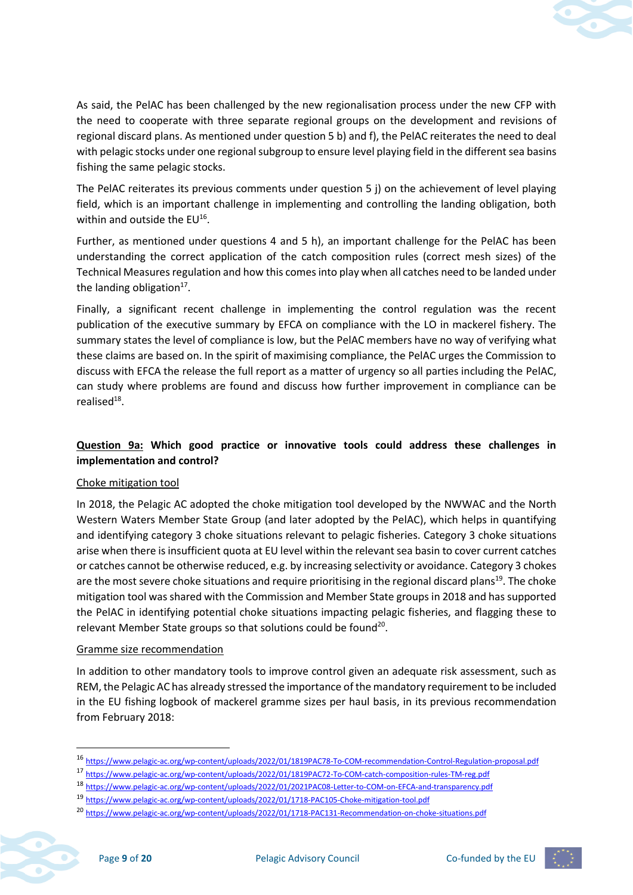As said, the PelAC has been challenged by the new regionalisation process under the new CFP with the need to cooperate with three separate regional groups on the development and revisions of regional discard plans. As mentioned under question 5 b) and f), the PelAC reiterates the need to deal with pelagic stocks under one regional subgroup to ensure level playing field in the different sea basins fishing the same pelagic stocks.

The PelAC reiterates its previous comments under question 5 j) on the achievement of level playing field, which is an important challenge in implementing and controlling the landing obligation, both within and outside the EU[16].

Further, as mentioned under questions 4 and 5 h), an important challenge for the PelAC has been understanding the correct application of the catch composition rules (correct mesh sizes) of the Technical Measures regulation and how this comes into play when all catches need to be landed under the landing obligation[17].

Finally, a significant recent challenge in implementing the control regulation was the recent publication of the executive summary by EFCA on compliance with the LO in mackerel fishery. The summary states the level of compliance is low, but the PelAC members have no way of verifying what these claims are based on. In the spirit of maximising compliance, the PelAC urges the Commission to discuss with EFCA the release the full report as a matter of urgency so all parties including the PelAC, can study where problems are found and discuss how further improvement in compliance can be realised[18].

**<u>Question 9a:</u> Which good practice or innovative tools could address these challenges in implementation and control?**

<u>Choke mitigation tool</u>

In 2018, the Pelagic AC adopted the choke mitigation tool developed by the NWWAC and the North Western Waters Member State Group (and later adopted by the PelAC), which helps in quantifying and identifying category 3 choke situations relevant to pelagic fisheries. Category 3 choke situations arise when there is insufficient quota at EU level within the relevant sea basin to cover current catches or catches cannot be otherwise reduced, e.g. by increasing selectivity or avoidance. Category 3 chokes are the most severe choke situations and require prioritising in the regional discard plans[19]. The choke mitigation tool was shared with the Commission and Member State groups in 2018 and has supported the PelAC in identifying potential choke situations impacting pelagic fisheries, and flagging these to relevant Member State groups so that solutions could be found[20].

<u>Gramme size recommendation</u>

In addition to other mandatory tools to improve control given an adequate risk assessment, such as REM, the Pelagic AC has already stressed the importance of the mandatory requirement to be included in the EU fishing logbook of mackerel gramme sizes per haul basis, in its previous recommendation from February 2018:

---

[16] https://www.pelagic-ac.org/wp-content/uploads/2022/01/1819PAC78-To-COM-recommendation-Control-Regulation-proposal.pdf

[17] https://www.pelagic-ac.org/wp-content/uploads/2022/01/1819PAC72-To-COM-catch-composition-rules-TM-reg.pdf

[18] https://www.pelagic-ac.org/wp-content/uploads/2022/01/2021PAC08-Letter-to-COM-on-EFCA-and-transparency.pdf

[19] https://www.pelagic-ac.org/wp-content/uploads/2022/01/1718-PAC105-Choke-mitigation-tool.pdf

[20] https://www.pelagic-ac.org/wp-content/uploads/2022/01/1718-PAC131-Recommendation-on-choke-situations.pdf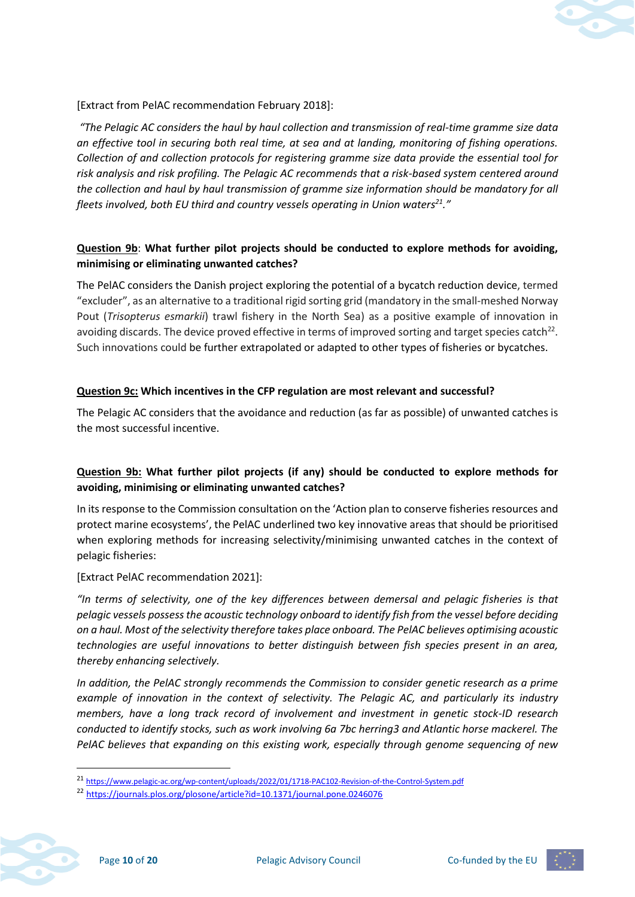[Extract from PelAC recommendation February 2018]:

*"The Pelagic AC considers the haul by haul collection and transmission of real-time gramme size data an effective tool in securing both real time, at sea and at landing, monitoring of fishing operations. Collection of and collection protocols for registering gramme size data provide the essential tool for risk analysis and risk profiling. The Pelagic AC recommends that a risk-based system centered around the collection and haul by haul transmission of gramme size information should be mandatory for all fleets involved, both EU third and country vessels operating in Union waters[21]."*

**<u>Question 9b</u>: What further pilot projects should be conducted to explore methods for avoiding, minimising or eliminating unwanted catches?**

The PelAC considers the Danish project exploring the potential of a bycatch reduction device, termed "excluder", as an alternative to a traditional rigid sorting grid (mandatory in the small-meshed Norway Pout (*Trisopterus esmarkii*) trawl fishery in the North Sea) as a positive example of innovation in avoiding discards. The device proved effective in terms of improved sorting and target species catch[22]. Such innovations could be further extrapolated or adapted to other types of fisheries or bycatches.

**<u>Question 9c:</u> Which incentives in the CFP regulation are most relevant and successful?**

The Pelagic AC considers that the avoidance and reduction (as far as possible) of unwanted catches is the most successful incentive.

**<u>Question 9b:</u> What further pilot projects (if any) should be conducted to explore methods for avoiding, minimising or eliminating unwanted catches?**

In its response to the Commission consultation on the 'Action plan to conserve fisheries resources and protect marine ecosystems', the PelAC underlined two key innovative areas that should be prioritised when exploring methods for increasing selectivity/minimising unwanted catches in the context of pelagic fisheries:

[Extract PelAC recommendation 2021]:

*"In terms of selectivity, one of the key differences between demersal and pelagic fisheries is that pelagic vessels possess the acoustic technology onboard to identify fish from the vessel before deciding on a haul. Most of the selectivity therefore takes place onboard. The PelAC believes optimising acoustic technologies are useful innovations to better distinguish between fish species present in an area, thereby enhancing selectively.*

*In addition, the PelAC strongly recommends the Commission to consider genetic research as a prime example of innovation in the context of selectivity. The Pelagic AC, and particularly its industry members, have a long track record of involvement and investment in genetic stock-ID research conducted to identify stocks, such as work involving 6a 7bc herring3 and Atlantic horse mackerel. The PelAC believes that expanding on this existing work, especially through genome sequencing of new*

---

[21] https://www.pelagic-ac.org/wp-content/uploads/2022/01/1718-PAC102-Revision-of-the-Control-System.pdf

[22] https://journals.plos.org/plosone/article?id=10.1371/journal.pone.0246076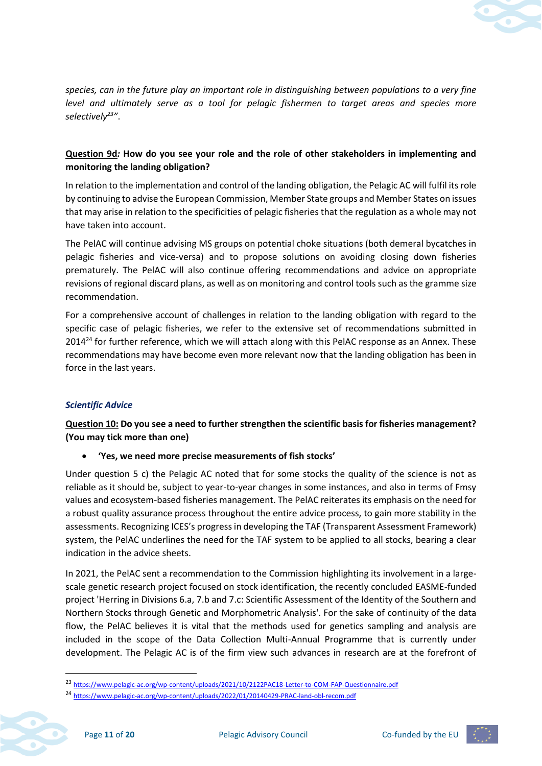*species, can in the future play an important role in distinguishing between populations to a very fine level and ultimately serve as a tool for pelagic fishermen to target areas and species more selectively[23]".*

**Question 9d*:* How do you see your role and the role of other stakeholders in implementing and monitoring the landing obligation?**

In relation to the implementation and control of the landing obligation, the Pelagic AC will fulfil its role by continuing to advise the European Commission, Member State groups and Member States on issues that may arise in relation to the specificities of pelagic fisheries that the regulation as a whole may not have taken into account.

The PelAC will continue advising MS groups on potential choke situations (both demeral bycatches in pelagic fisheries and vice-versa) and to propose solutions on avoiding closing down fisheries prematurely. The PelAC will also continue offering recommendations and advice on appropriate revisions of regional discard plans, as well as on monitoring and control tools such as the gramme size recommendation.

For a comprehensive account of challenges in relation to the landing obligation with regard to the specific case of pelagic fisheries, we refer to the extensive set of recommendations submitted in 2014[24] for further reference, which we will attach along with this PelAC response as an Annex. These recommendations may have become even more relevant now that the landing obligation has been in force in the last years.

### *Scientific Advice*

**Question 10: Do you see a need to further strengthen the scientific basis for fisheries management? (You may tick more than one)**

- **'Yes, we need more precise measurements of fish stocks'**

Under question 5 c) the Pelagic AC noted that for some stocks the quality of the science is not as reliable as it should be, subject to year-to-year changes in some instances, and also in terms of Fmsy values and ecosystem-based fisheries management. The PelAC reiterates its emphasis on the need for a robust quality assurance process throughout the entire advice process, to gain more stability in the assessments. Recognizing ICES's progress in developing the TAF (Transparent Assessment Framework) system, the PelAC underlines the need for the TAF system to be applied to all stocks, bearing a clear indication in the advice sheets.

In 2021, the PelAC sent a recommendation to the Commission highlighting its involvement in a large-scale genetic research project focused on stock identification, the recently concluded EASME-funded project 'Herring in Divisions 6.a, 7.b and 7.c: Scientific Assessment of the Identity of the Southern and Northern Stocks through Genetic and Morphometric Analysis'. For the sake of continuity of the data flow, the PelAC believes it is vital that the methods used for genetics sampling and analysis are included in the scope of the Data Collection Multi-Annual Programme that is currently under development. The Pelagic AC is of the firm view such advances in research are at the forefront of

[23] https://www.pelagic-ac.org/wp-content/uploads/2021/10/2122PAC18-Letter-to-COM-FAP-Questionnaire.pdf

[24] https://www.pelagic-ac.org/wp-content/uploads/2022/01/20140429-PRAC-land-obl-recom.pdf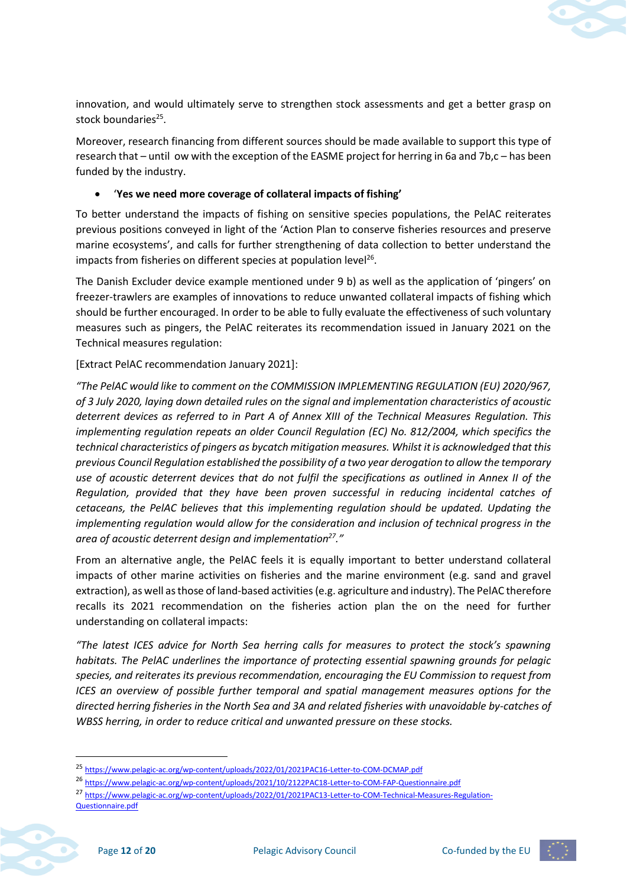innovation, and would ultimately serve to strengthen stock assessments and get a better grasp on stock boundaries[25].

Moreover, research financing from different sources should be made available to support this type of research that – until ow with the exception of the EASME project for herring in 6a and 7b,c – has been funded by the industry.

- **'Yes we need more coverage of collateral impacts of fishing'**

To better understand the impacts of fishing on sensitive species populations, the PelAC reiterates previous positions conveyed in light of the 'Action Plan to conserve fisheries resources and preserve marine ecosystems', and calls for further strengthening of data collection to better understand the impacts from fisheries on different species at population level[26].

The Danish Excluder device example mentioned under 9 b) as well as the application of 'pingers' on freezer-trawlers are examples of innovations to reduce unwanted collateral impacts of fishing which should be further encouraged. In order to be able to fully evaluate the effectiveness of such voluntary measures such as pingers, the PelAC reiterates its recommendation issued in January 2021 on the Technical measures regulation:

[Extract PelAC recommendation January 2021]:

*"The PelAC would like to comment on the COMMISSION IMPLEMENTING REGULATION (EU) 2020/967, of 3 July 2020, laying down detailed rules on the signal and implementation characteristics of acoustic deterrent devices as referred to in Part A of Annex XIII of the Technical Measures Regulation. This implementing regulation repeats an older Council Regulation (EC) No. 812/2004, which specifies the technical characteristics of pingers as bycatch mitigation measures. Whilst it is acknowledged that this previous Council Regulation established the possibility of a two year derogation to allow the temporary use of acoustic deterrent devices that do not fulfil the specifications as outlined in Annex II of the Regulation, provided that they have been proven successful in reducing incidental catches of cetaceans, the PelAC believes that this implementing regulation should be updated. Updating the implementing regulation would allow for the consideration and inclusion of technical progress in the area of acoustic deterrent design and implementation[27]."*

From an alternative angle, the PelAC feels it is equally important to better understand collateral impacts of other marine activities on fisheries and the marine environment (e.g. sand and gravel extraction), as well as those of land-based activities (e.g. agriculture and industry). The PelAC therefore recalls its 2021 recommendation on the fisheries action plan the on the need for further understanding on collateral impacts:

*"The latest ICES advice for North Sea herring calls for measures to protect the stock's spawning habitats. The PelAC underlines the importance of protecting essential spawning grounds for pelagic species, and reiterates its previous recommendation, encouraging the EU Commission to request from ICES an overview of possible further temporal and spatial management measures options for the directed herring fisheries in the North Sea and 3A and related fisheries with unavoidable by-catches of WBSS herring, in order to reduce critical and unwanted pressure on these stocks.*

---

[25] https://www.pelagic-ac.org/wp-content/uploads/2022/01/2021PAC16-Letter-to-COM-DCMAP.pdf

[26] https://www.pelagic-ac.org/wp-content/uploads/2021/10/2122PAC18-Letter-to-COM-FAP-Questionnaire.pdf

[27] https://www.pelagic-ac.org/wp-content/uploads/2022/01/2021PAC13-Letter-to-COM-Technical-Measures-Regulation-Questionnaire.pdf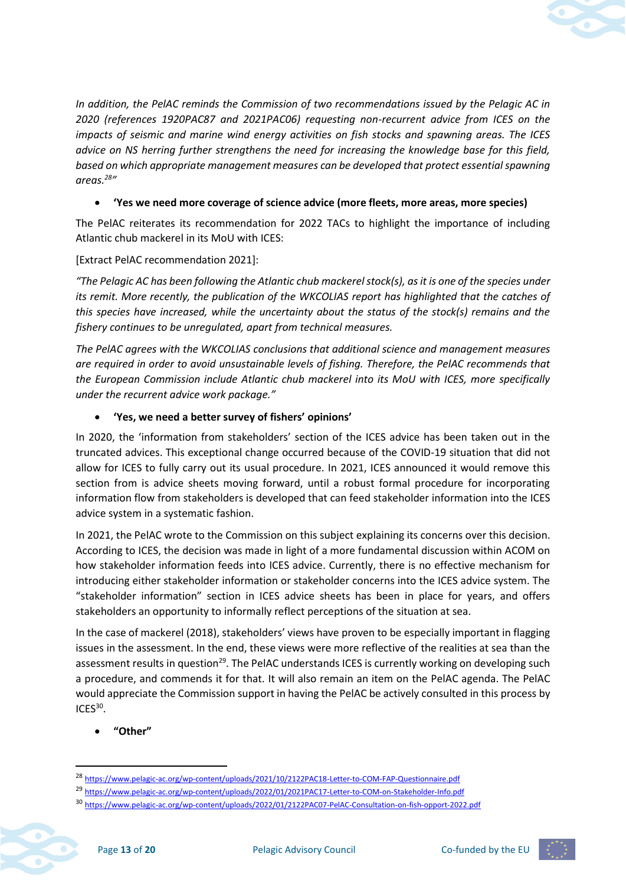*In addition, the PelAC reminds the Commission of two recommendations issued by the Pelagic AC in 2020 (references 1920PAC87 and 2021PAC06) requesting non-recurrent advice from ICES on the impacts of seismic and marine wind energy activities on fish stocks and spawning areas. The ICES advice on NS herring further strengthens the need for increasing the knowledge base for this field, based on which appropriate management measures can be developed that protect essential spawning areas.*[28]*"*

- **'Yes we need more coverage of science advice (more fleets, more areas, more species)**

The PelAC reiterates its recommendation for 2022 TACs to highlight the importance of including Atlantic chub mackerel in its MoU with ICES:

[Extract PelAC recommendation 2021]:

*"The Pelagic AC has been following the Atlantic chub mackerel stock(s), as it is one of the species under its remit. More recently, the publication of the WKCOLIAS report has highlighted that the catches of this species have increased, while the uncertainty about the status of the stock(s) remains and the fishery continues to be unregulated, apart from technical measures.*

*The PelAC agrees with the WKCOLIAS conclusions that additional science and management measures are required in order to avoid unsustainable levels of fishing. Therefore, the PelAC recommends that the European Commission include Atlantic chub mackerel into its MoU with ICES, more specifically under the recurrent advice work package."*

- **'Yes, we need a better survey of fishers' opinions'**

In 2020, the 'information from stakeholders' section of the ICES advice has been taken out in the truncated advices. This exceptional change occurred because of the COVID-19 situation that did not allow for ICES to fully carry out its usual procedure. In 2021, ICES announced it would remove this section from is advice sheets moving forward, until a robust formal procedure for incorporating information flow from stakeholders is developed that can feed stakeholder information into the ICES advice system in a systematic fashion.

In 2021, the PelAC wrote to the Commission on this subject explaining its concerns over this decision. According to ICES, the decision was made in light of a more fundamental discussion within ACOM on how stakeholder information feeds into ICES advice. Currently, there is no effective mechanism for introducing either stakeholder information or stakeholder concerns into the ICES advice system. The "stakeholder information" section in ICES advice sheets has been in place for years, and offers stakeholders an opportunity to informally reflect perceptions of the situation at sea.

In the case of mackerel (2018), stakeholders' views have proven to be especially important in flagging issues in the assessment. In the end, these views were more reflective of the realities at sea than the assessment results in question[29]. The PelAC understands ICES is currently working on developing such a procedure, and commends it for that. It will also remain an item on the PelAC agenda. The PelAC would appreciate the Commission support in having the PelAC be actively consulted in this process by ICES[30].

- **"Other"**

---

[28] https://www.pelagic-ac.org/wp-content/uploads/2021/10/2122PAC18-Letter-to-COM-FAP-Questionnaire.pdf

[29] https://www.pelagic-ac.org/wp-content/uploads/2022/01/2021PAC17-Letter-to-COM-on-Stakeholder-Info.pdf

[30] https://www.pelagic-ac.org/wp-content/uploads/2022/01/2122PAC07-PelAC-Consultation-on-fish-opport-2022.pdf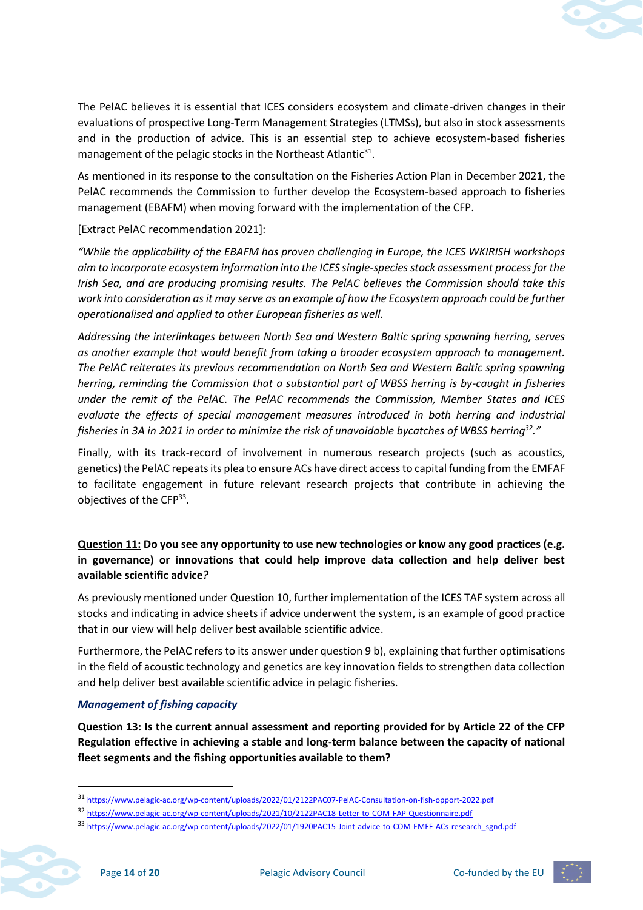The PelAC believes it is essential that ICES considers ecosystem and climate-driven changes in their evaluations of prospective Long-Term Management Strategies (LTMSs), but also in stock assessments and in the production of advice. This is an essential step to achieve ecosystem-based fisheries management of the pelagic stocks in the Northeast Atlantic[31].

As mentioned in its response to the consultation on the Fisheries Action Plan in December 2021, the PelAC recommends the Commission to further develop the Ecosystem-based approach to fisheries management (EBAFM) when moving forward with the implementation of the CFP.

[Extract PelAC recommendation 2021]:

*"While the applicability of the EBAFM has proven challenging in Europe, the ICES WKIRISH workshops aim to incorporate ecosystem information into the ICES single-species stock assessment process for the Irish Sea, and are producing promising results. The PelAC believes the Commission should take this work into consideration as it may serve as an example of how the Ecosystem approach could be further operationalised and applied to other European fisheries as well.*

*Addressing the interlinkages between North Sea and Western Baltic spring spawning herring, serves as another example that would benefit from taking a broader ecosystem approach to management. The PelAC reiterates its previous recommendation on North Sea and Western Baltic spring spawning herring, reminding the Commission that a substantial part of WBSS herring is by-caught in fisheries under the remit of the PelAC. The PelAC recommends the Commission, Member States and ICES evaluate the effects of special management measures introduced in both herring and industrial fisheries in 3A in 2021 in order to minimize the risk of unavoidable bycatches of WBSS herring[32]."*

Finally, with its track-record of involvement in numerous research projects (such as acoustics, genetics) the PelAC repeats its plea to ensure ACs have direct access to capital funding from the EMFAF to facilitate engagement in future relevant research projects that contribute in achieving the objectives of the CFP[33].

**<u>Question 11:</u> Do you see any opportunity to use new technologies or know any good practices (e.g. in governance) or innovations that could help improve data collection and help deliver best available scientific advice?**

As previously mentioned under Question 10, further implementation of the ICES TAF system across all stocks and indicating in advice sheets if advice underwent the system, is an example of good practice that in our view will help deliver best available scientific advice.

Furthermore, the PelAC refers to its answer under question 9 b), explaining that further optimisations in the field of acoustic technology and genetics are key innovation fields to strengthen data collection and help deliver best available scientific advice in pelagic fisheries.

### *Management of fishing capacity*

**<u>Question 13:</u> Is the current annual assessment and reporting provided for by Article 22 of the CFP Regulation effective in achieving a stable and long-term balance between the capacity of national fleet segments and the fishing opportunities available to them?**

---

[31] https://www.pelagic-ac.org/wp-content/uploads/2022/01/2122PAC07-PelAC-Consultation-on-fish-opport-2022.pdf

[32] https://www.pelagic-ac.org/wp-content/uploads/2021/10/2122PAC18-Letter-to-COM-FAP-Questionnaire.pdf

[33] https://www.pelagic-ac.org/wp-content/uploads/2022/01/1920PAC15-Joint-advice-to-COM-EMFF-ACs-research_sgnd.pdf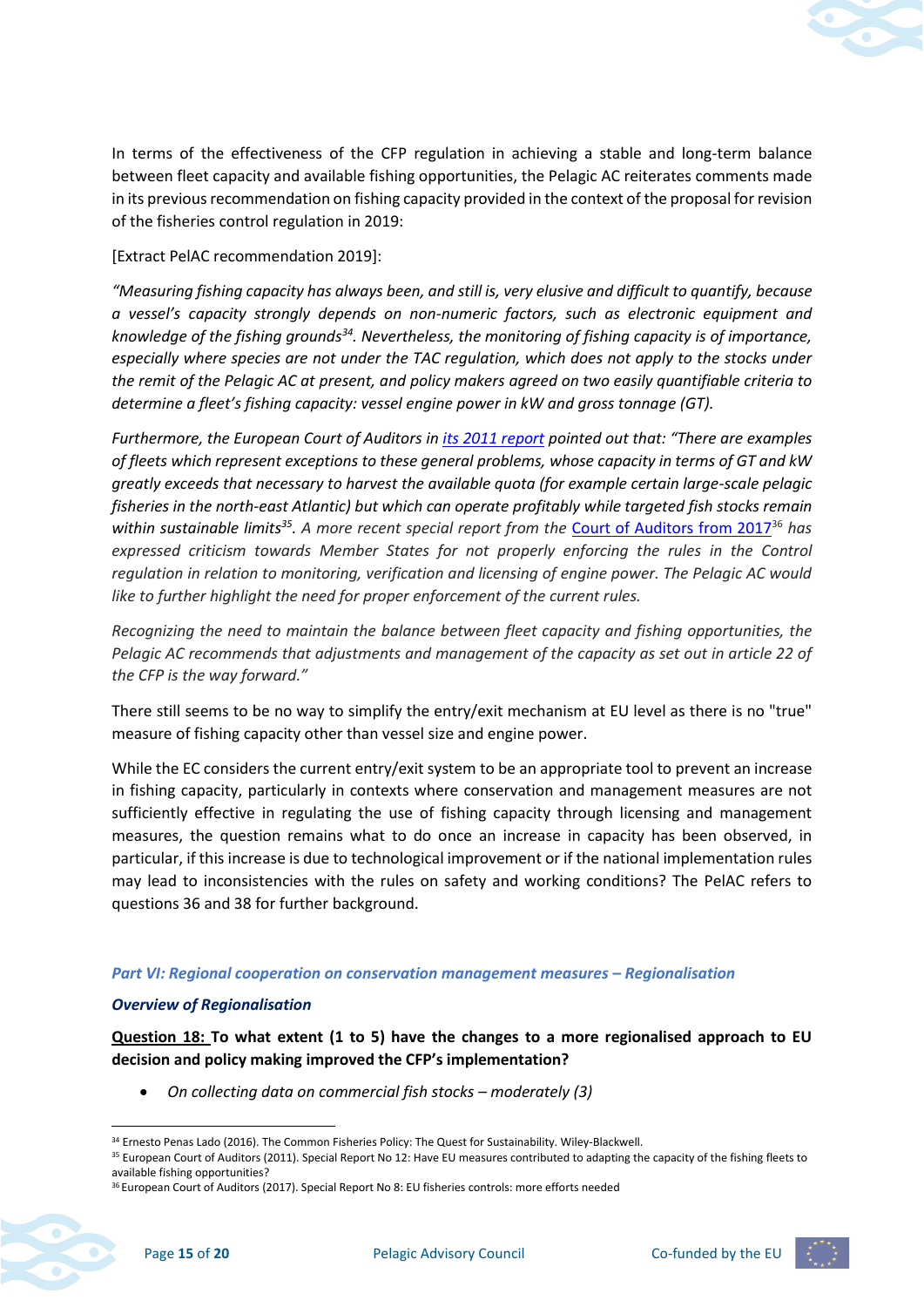In terms of the effectiveness of the CFP regulation in achieving a stable and long-term balance between fleet capacity and available fishing opportunities, the Pelagic AC reiterates comments made in its previous recommendation on fishing capacity provided in the context of the proposal for revision of the fisheries control regulation in 2019:

[Extract PelAC recommendation 2019]:

*"Measuring fishing capacity has always been, and still is, very elusive and difficult to quantify, because a vessel's capacity strongly depends on non-numeric factors, such as electronic equipment and knowledge of the fishing grounds[34]. Nevertheless, the monitoring of fishing capacity is of importance, especially where species are not under the TAC regulation, which does not apply to the stocks under the remit of the Pelagic AC at present, and policy makers agreed on two easily quantifiable criteria to determine a fleet's fishing capacity: vessel engine power in kW and gross tonnage (GT).*

*Furthermore, the European Court of Auditors in [its 2011 report] pointed out that: "There are examples of fleets which represent exceptions to these general problems, whose capacity in terms of GT and kW greatly exceeds that necessary to harvest the available quota (for example certain large-scale pelagic fisheries in the north-east Atlantic) but which can operate profitably while targeted fish stocks remain within sustainable limits[35]. A more recent special report from the* [Court of Auditors from 2017][36] *has expressed criticism towards Member States for not properly enforcing the rules in the Control regulation in relation to monitoring, verification and licensing of engine power. The Pelagic AC would like to further highlight the need for proper enforcement of the current rules.*

*Recognizing the need to maintain the balance between fleet capacity and fishing opportunities, the Pelagic AC recommends that adjustments and management of the capacity as set out in article 22 of the CFP is the way forward."*

There still seems to be no way to simplify the entry/exit mechanism at EU level as there is no "true" measure of fishing capacity other than vessel size and engine power.

While the EC considers the current entry/exit system to be an appropriate tool to prevent an increase in fishing capacity, particularly in contexts where conservation and management measures are not sufficiently effective in regulating the use of fishing capacity through licensing and management measures, the question remains what to do once an increase in capacity has been observed, in particular, if this increase is due to technological improvement or if the national implementation rules may lead to inconsistencies with the rules on safety and working conditions? The PelAC refers to questions 36 and 38 for further background.

## *Part VI: Regional cooperation on conservation management measures – Regionalisation*

### *Overview of Regionalisation*

**__Question 18:__ To what extent (1 to 5) have the changes to a more regionalised approach to EU decision and policy making improved the CFP's implementation?**

- *On collecting data on commercial fish stocks – moderately (3)*

---

[34] Ernesto Penas Lado (2016). The Common Fisheries Policy: The Quest for Sustainability. Wiley-Blackwell.

[35] European Court of Auditors (2011). Special Report No 12: Have EU measures contributed to adapting the capacity of the fishing fleets to available fishing opportunities?

[36] European Court of Auditors (2017). Special Report No 8: EU fisheries controls: more efforts needed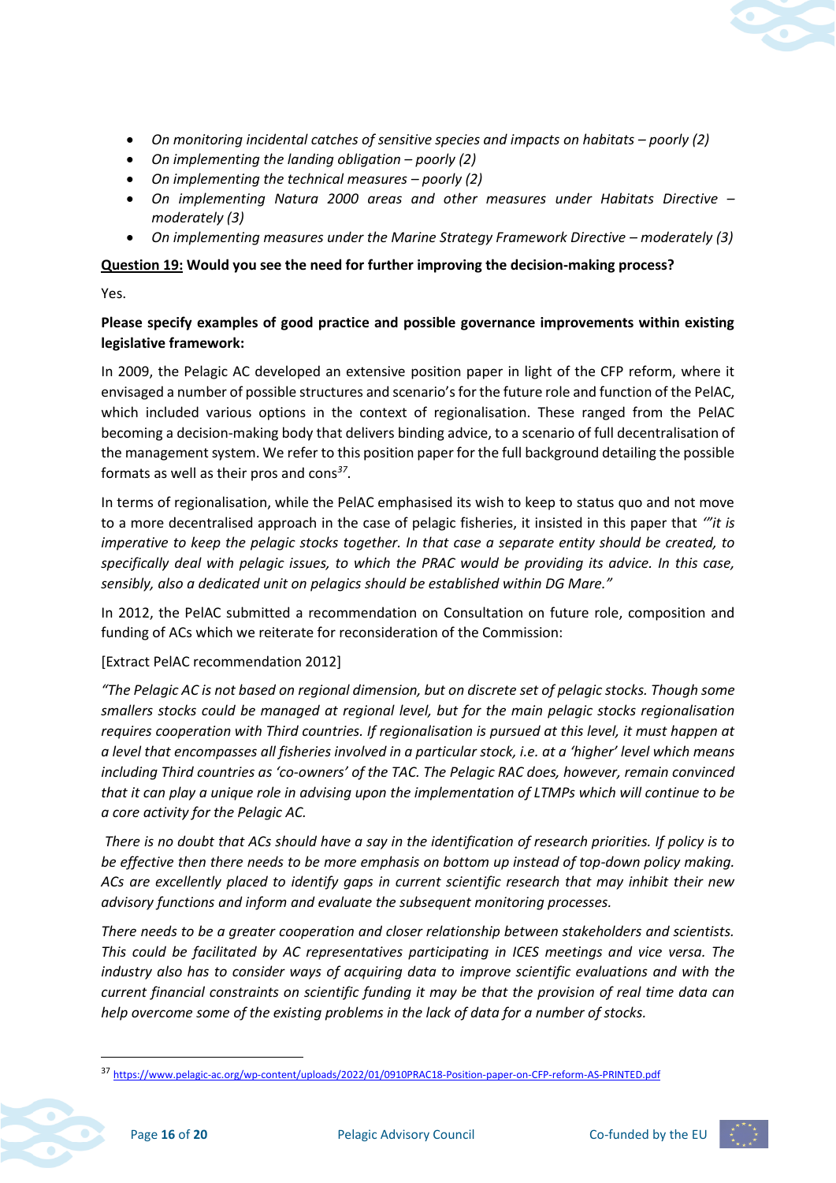- *On monitoring incidental catches of sensitive species and impacts on habitats – poorly (2)*
- *On implementing the landing obligation – poorly (2)*
- *On implementing the technical measures – poorly (2)*
- *On implementing Natura 2000 areas and other measures under Habitats Directive – moderately (3)*
- *On implementing measures under the Marine Strategy Framework Directive – moderately (3)*

**<u>Question 19:</u> Would you see the need for further improving the decision-making process?**

Yes.

**Please specify examples of good practice and possible governance improvements within existing legislative framework:**

In 2009, the Pelagic AC developed an extensive position paper in light of the CFP reform, where it envisaged a number of possible structures and scenario's for the future role and function of the PelAC, which included various options in the context of regionalisation. These ranged from the PelAC becoming a decision-making body that delivers binding advice, to a scenario of full decentralisation of the management system. We refer to this position paper for the full background detailing the possible formats as well as their pros and cons[37].

In terms of regionalisation, while the PelAC emphasised its wish to keep to status quo and not move to a more decentralised approach in the case of pelagic fisheries, it insisted in this paper that *'"it is imperative to keep the pelagic stocks together. In that case a separate entity should be created, to specifically deal with pelagic issues, to which the PRAC would be providing its advice. In this case, sensibly, also a dedicated unit on pelagics should be established within DG Mare."*

In 2012, the PelAC submitted a recommendation on Consultation on future role, composition and funding of ACs which we reiterate for reconsideration of the Commission:

[Extract PelAC recommendation 2012]

*"The Pelagic AC is not based on regional dimension, but on discrete set of pelagic stocks. Though some smallers stocks could be managed at regional level, but for the main pelagic stocks regionalisation requires cooperation with Third countries. If regionalisation is pursued at this level, it must happen at a level that encompasses all fisheries involved in a particular stock, i.e. at a 'higher' level which means including Third countries as 'co-owners' of the TAC. The Pelagic RAC does, however, remain convinced that it can play a unique role in advising upon the implementation of LTMPs which will continue to be a core activity for the Pelagic AC.*

*There is no doubt that ACs should have a say in the identification of research priorities. If policy is to be effective then there needs to be more emphasis on bottom up instead of top-down policy making. ACs are excellently placed to identify gaps in current scientific research that may inhibit their new advisory functions and inform and evaluate the subsequent monitoring processes.*

*There needs to be a greater cooperation and closer relationship between stakeholders and scientists. This could be facilitated by AC representatives participating in ICES meetings and vice versa. The industry also has to consider ways of acquiring data to improve scientific evaluations and with the current financial constraints on scientific funding it may be that the provision of real time data can help overcome some of the existing problems in the lack of data for a number of stocks.*

---

[37] https://www.pelagic-ac.org/wp-content/uploads/2022/01/0910PRAC18-Position-paper-on-CFP-reform-AS-PRINTED.pdf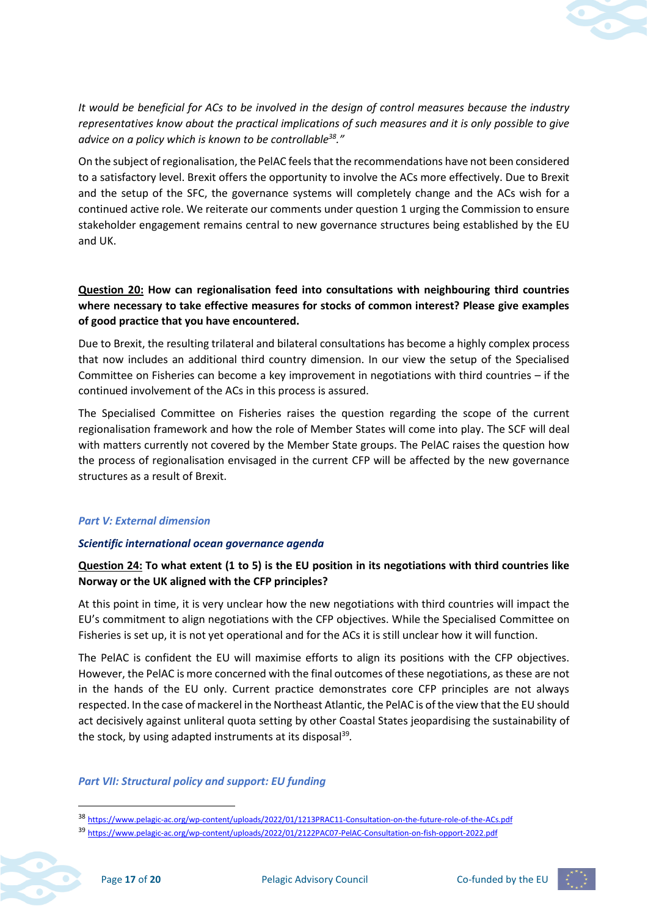*It would be beneficial for ACs to be involved in the design of control measures because the industry representatives know about the practical implications of such measures and it is only possible to give advice on a policy which is known to be controllable*[38]*."*

On the subject of regionalisation, the PelAC feels that the recommendations have not been considered to a satisfactory level. Brexit offers the opportunity to involve the ACs more effectively. Due to Brexit and the setup of the SFC, the governance systems will completely change and the ACs wish for a continued active role. We reiterate our comments under question 1 urging the Commission to ensure stakeholder engagement remains central to new governance structures being established by the EU and UK.

**<u>Question 20:</u> How can regionalisation feed into consultations with neighbouring third countries where necessary to take effective measures for stocks of common interest? Please give examples of good practice that you have encountered.**

Due to Brexit, the resulting trilateral and bilateral consultations has become a highly complex process that now includes an additional third country dimension. In our view the setup of the Specialised Committee on Fisheries can become a key improvement in negotiations with third countries – if the continued involvement of the ACs in this process is assured.

The Specialised Committee on Fisheries raises the question regarding the scope of the current regionalisation framework and how the role of Member States will come into play. The SCF will deal with matters currently not covered by the Member State groups. The PelAC raises the question how the process of regionalisation envisaged in the current CFP will be affected by the new governance structures as a result of Brexit.

### *Part V: External dimension*

#### *Scientific international ocean governance agenda*

**<u>Question 24:</u> To what extent (1 to 5) is the EU position in its negotiations with third countries like Norway or the UK aligned with the CFP principles?**

At this point in time, it is very unclear how the new negotiations with third countries will impact the EU's commitment to align negotiations with the CFP objectives. While the Specialised Committee on Fisheries is set up, it is not yet operational and for the ACs it is still unclear how it will function.

The PelAC is confident the EU will maximise efforts to align its positions with the CFP objectives. However, the PelAC is more concerned with the final outcomes of these negotiations, as these are not in the hands of the EU only. Current practice demonstrates core CFP principles are not always respected. In the case of mackerel in the Northeast Atlantic, the PelAC is of the view that the EU should act decisively against unliteral quota setting by other Coastal States jeopardising the sustainability of the stock, by using adapted instruments at its disposal[39].

### *Part VII: Structural policy and support: EU funding*

[38] https://www.pelagic-ac.org/wp-content/uploads/2022/01/1213PRAC11-Consultation-on-the-future-role-of-the-ACs.pdf

[39] https://www.pelagic-ac.org/wp-content/uploads/2022/01/2122PAC07-PelAC-Consultation-on-fish-opport-2022.pdf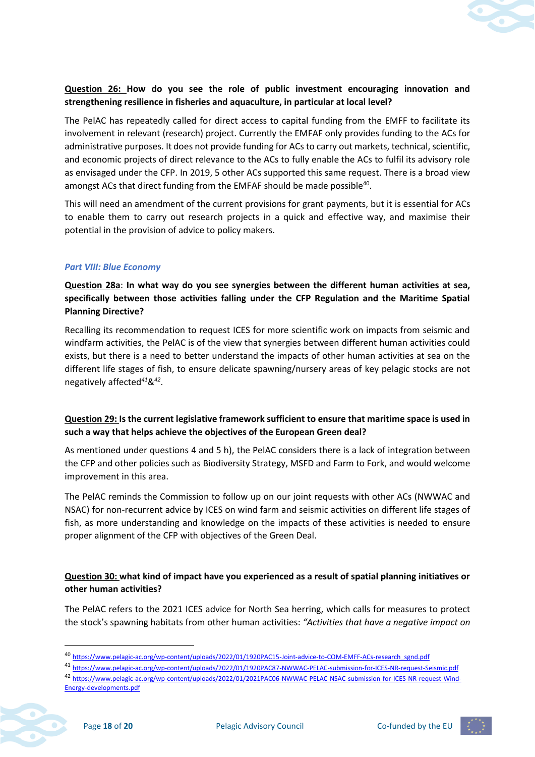**Question 26: How do you see the role of public investment encouraging innovation and strengthening resilience in fisheries and aquaculture, in particular at local level?**

The PelAC has repeatedly called for direct access to capital funding from the EMFF to facilitate its involvement in relevant (research) project. Currently the EMFAF only provides funding to the ACs for administrative purposes. It does not provide funding for ACs to carry out markets, technical, scientific, and economic projects of direct relevance to the ACs to fully enable the ACs to fulfil its advisory role as envisaged under the CFP. In 2019, 5 other ACs supported this same request. There is a broad view amongst ACs that direct funding from the EMFAF should be made possible[40].

This will need an amendment of the current provisions for grant payments, but it is essential for ACs to enable them to carry out research projects in a quick and effective way, and maximise their potential in the provision of advice to policy makers.

### *Part VIII: Blue Economy*

**Question 28a: In what way do you see synergies between the different human activities at sea, specifically between those activities falling under the CFP Regulation and the Maritime Spatial Planning Directive?**

Recalling its recommendation to request ICES for more scientific work on impacts from seismic and windfarm activities, the PelAC is of the view that synergies between different human activities could exists, but there is a need to better understand the impacts of other human activities at sea on the different life stages of fish, to ensure delicate spawning/nursery areas of key pelagic stocks are not negatively affected[41]&[42].

**Question 29: Is the current legislative framework sufficient to ensure that maritime space is used in such a way that helps achieve the objectives of the European Green deal?**

As mentioned under questions 4 and 5 h), the PelAC considers there is a lack of integration between the CFP and other policies such as Biodiversity Strategy, MSFD and Farm to Fork, and would welcome improvement in this area.

The PelAC reminds the Commission to follow up on our joint requests with other ACs (NWWAC and NSAC) for non-recurrent advice by ICES on wind farm and seismic activities on different life stages of fish, as more understanding and knowledge on the impacts of these activities is needed to ensure proper alignment of the CFP with objectives of the Green Deal.

**Question 30: what kind of impact have you experienced as a result of spatial planning initiatives or other human activities?**

The PelAC refers to the 2021 ICES advice for North Sea herring, which calls for measures to protect the stock's spawning habitats from other human activities: *"Activities that have a negative impact on*

---

[40] https://www.pelagic-ac.org/wp-content/uploads/2022/01/1920PAC15-Joint-advice-to-COM-EMFF-ACs-research_sgnd.pdf

[41] https://www.pelagic-ac.org/wp-content/uploads/2022/01/1920PAC87-NWWAC-PELAC-submission-for-ICES-NR-request-Seismic.pdf

[42] https://www.pelagic-ac.org/wp-content/uploads/2022/01/2021PAC06-NWWAC-PELAC-NSAC-submission-for-ICES-NR-request-Wind-Energy-developments.pdf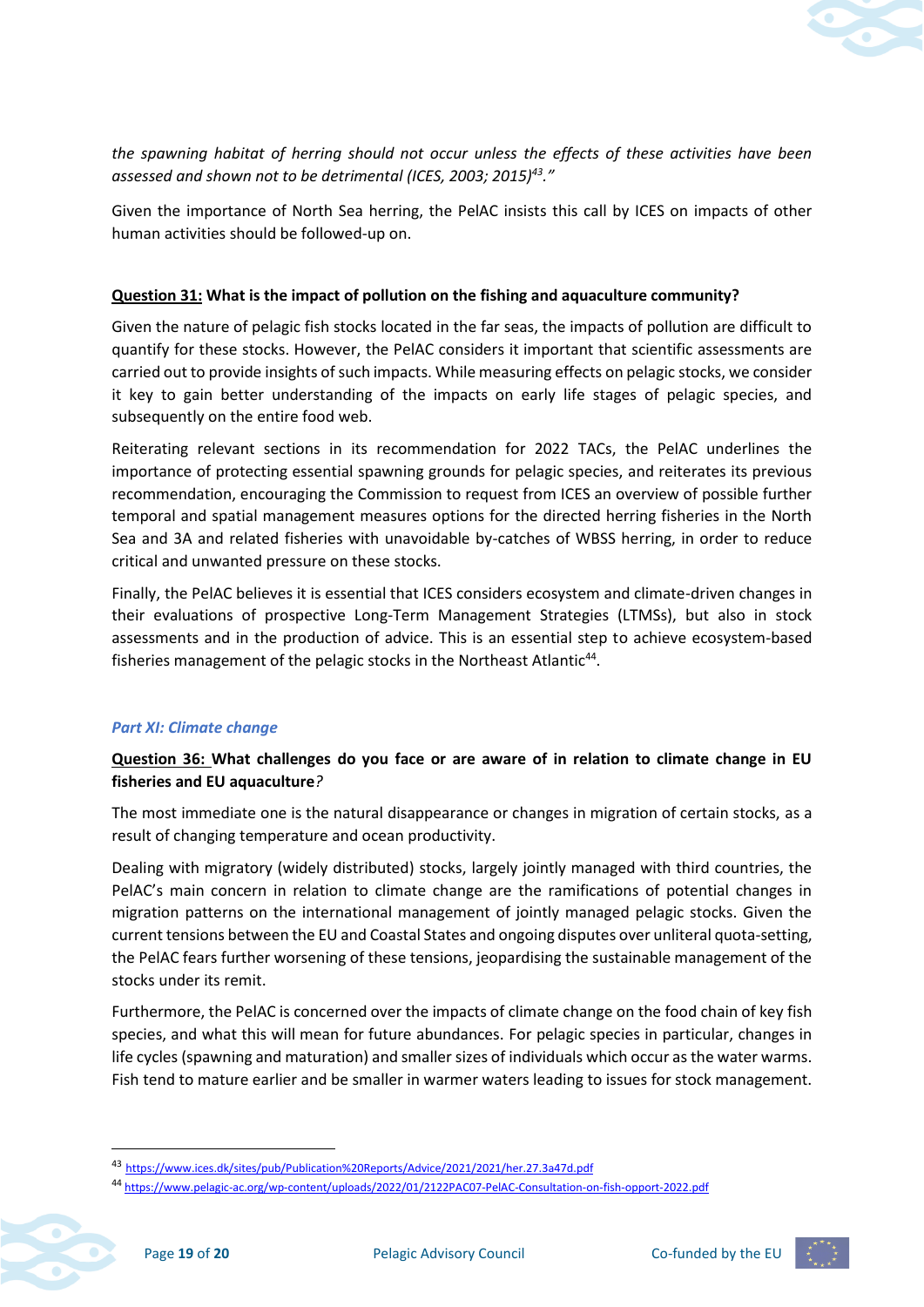*the spawning habitat of herring should not occur unless the effects of these activities have been assessed and shown not to be detrimental (ICES, 2003; 2015)[43].”*

Given the importance of North Sea herring, the PelAC insists this call by ICES on impacts of other human activities should be followed-up on.

**Question 31: What is the impact of pollution on the fishing and aquaculture community?**

Given the nature of pelagic fish stocks located in the far seas, the impacts of pollution are difficult to quantify for these stocks. However, the PelAC considers it important that scientific assessments are carried out to provide insights of such impacts. While measuring effects on pelagic stocks, we consider it key to gain better understanding of the impacts on early life stages of pelagic species, and subsequently on the entire food web.

Reiterating relevant sections in its recommendation for 2022 TACs, the PelAC underlines the importance of protecting essential spawning grounds for pelagic species, and reiterates its previous recommendation, encouraging the Commission to request from ICES an overview of possible further temporal and spatial management measures options for the directed herring fisheries in the North Sea and 3A and related fisheries with unavoidable by-catches of WBSS herring, in order to reduce critical and unwanted pressure on these stocks.

Finally, the PelAC believes it is essential that ICES considers ecosystem and climate-driven changes in their evaluations of prospective Long-Term Management Strategies (LTMSs), but also in stock assessments and in the production of advice. This is an essential step to achieve ecosystem-based fisheries management of the pelagic stocks in the Northeast Atlantic[44].

## *Part XI: Climate change*

**Question 36: What challenges do you face or are aware of in relation to climate change in EU fisheries and EU aquaculture*?***

The most immediate one is the natural disappearance or changes in migration of certain stocks, as a result of changing temperature and ocean productivity.

Dealing with migratory (widely distributed) stocks, largely jointly managed with third countries, the PelAC’s main concern in relation to climate change are the ramifications of potential changes in migration patterns on the international management of jointly managed pelagic stocks. Given the current tensions between the EU and Coastal States and ongoing disputes over unliteral quota-setting, the PelAC fears further worsening of these tensions, jeopardising the sustainable management of the stocks under its remit.

Furthermore, the PelAC is concerned over the impacts of climate change on the food chain of key fish species, and what this will mean for future abundances. For pelagic species in particular, changes in life cycles (spawning and maturation) and smaller sizes of individuals which occur as the water warms. Fish tend to mature earlier and be smaller in warmer waters leading to issues for stock management.

[43] https://www.ices.dk/sites/pub/Publication%20Reports/Advice/2021/2021/her.27.3a47d.pdf

[44] https://www.pelagic-ac.org/wp-content/uploads/2022/01/2122PAC07-PelAC-Consultation-on-fish-opport-2022.pdf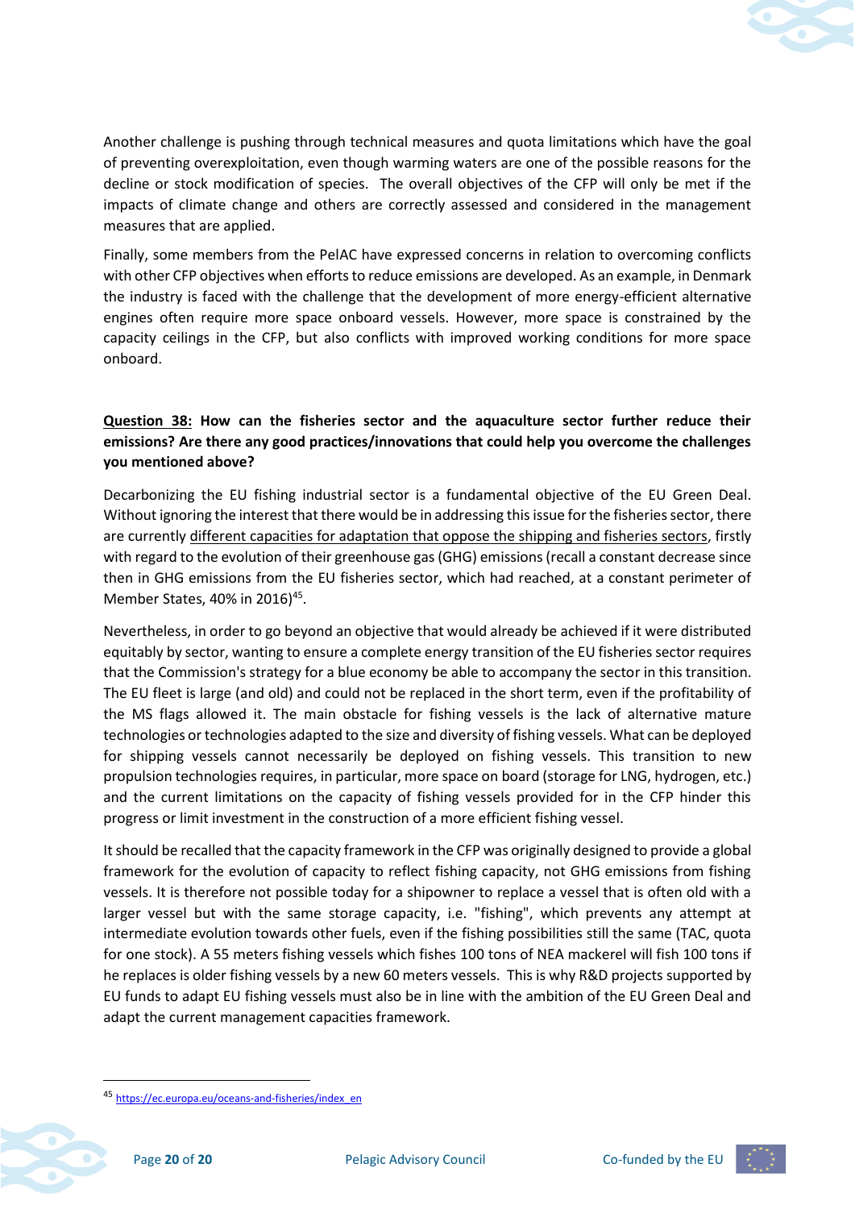Another challenge is pushing through technical measures and quota limitations which have the goal of preventing overexploitation, even though warming waters are one of the possible reasons for the decline or stock modification of species. The overall objectives of the CFP will only be met if the impacts of climate change and others are correctly assessed and considered in the management measures that are applied.

Finally, some members from the PelAC have expressed concerns in relation to overcoming conflicts with other CFP objectives when efforts to reduce emissions are developed. As an example, in Denmark the industry is faced with the challenge that the development of more energy-efficient alternative engines often require more space onboard vessels. However, more space is constrained by the capacity ceilings in the CFP, but also conflicts with improved working conditions for more space onboard.

**Question 38: How can the fisheries sector and the aquaculture sector further reduce their emissions? Are there any good practices/innovations that could help you overcome the challenges you mentioned above?**

Decarbonizing the EU fishing industrial sector is a fundamental objective of the EU Green Deal. Without ignoring the interest that there would be in addressing this issue for the fisheries sector, there are currently different capacities for adaptation that oppose the shipping and fisheries sectors, firstly with regard to the evolution of their greenhouse gas (GHG) emissions (recall a constant decrease since then in GHG emissions from the EU fisheries sector, which had reached, at a constant perimeter of Member States, 40% in 2016)[45].

Nevertheless, in order to go beyond an objective that would already be achieved if it were distributed equitably by sector, wanting to ensure a complete energy transition of the EU fisheries sector requires that the Commission's strategy for a blue economy be able to accompany the sector in this transition. The EU fleet is large (and old) and could not be replaced in the short term, even if the profitability of the MS flags allowed it. The main obstacle for fishing vessels is the lack of alternative mature technologies or technologies adapted to the size and diversity of fishing vessels. What can be deployed for shipping vessels cannot necessarily be deployed on fishing vessels. This transition to new propulsion technologies requires, in particular, more space on board (storage for LNG, hydrogen, etc.) and the current limitations on the capacity of fishing vessels provided for in the CFP hinder this progress or limit investment in the construction of a more efficient fishing vessel.

It should be recalled that the capacity framework in the CFP was originally designed to provide a global framework for the evolution of capacity to reflect fishing capacity, not GHG emissions from fishing vessels. It is therefore not possible today for a shipowner to replace a vessel that is often old with a larger vessel but with the same storage capacity, i.e. "fishing", which prevents any attempt at intermediate evolution towards other fuels, even if the fishing possibilities still the same (TAC, quota for one stock). A 55 meters fishing vessels which fishes 100 tons of NEA mackerel will fish 100 tons if he replaces is older fishing vessels by a new 60 meters vessels. This is why R&D projects supported by EU funds to adapt EU fishing vessels must also be in line with the ambition of the EU Green Deal and adapt the current management capacities framework.

[45] https://ec.europa.eu/oceans-and-fisheries/index_en